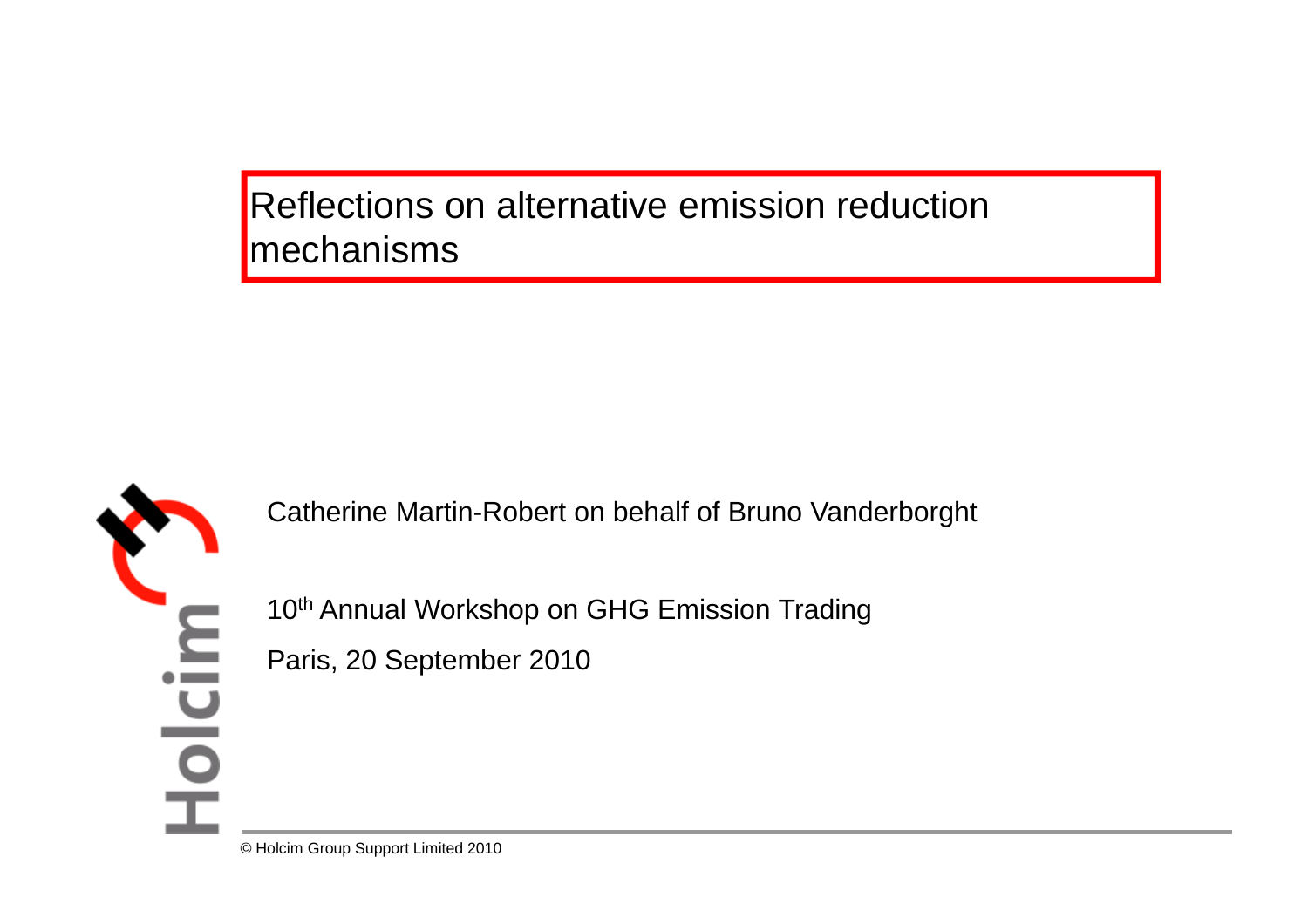# Reflections on alternative emission reduction mechanisms

Catherine Martin-Robert on behalf of Bruno Vanderborght

10th Annual Workshop on GHG Emission Trading

Paris, 20 September 2010

© Holcim Group Support Limited 2010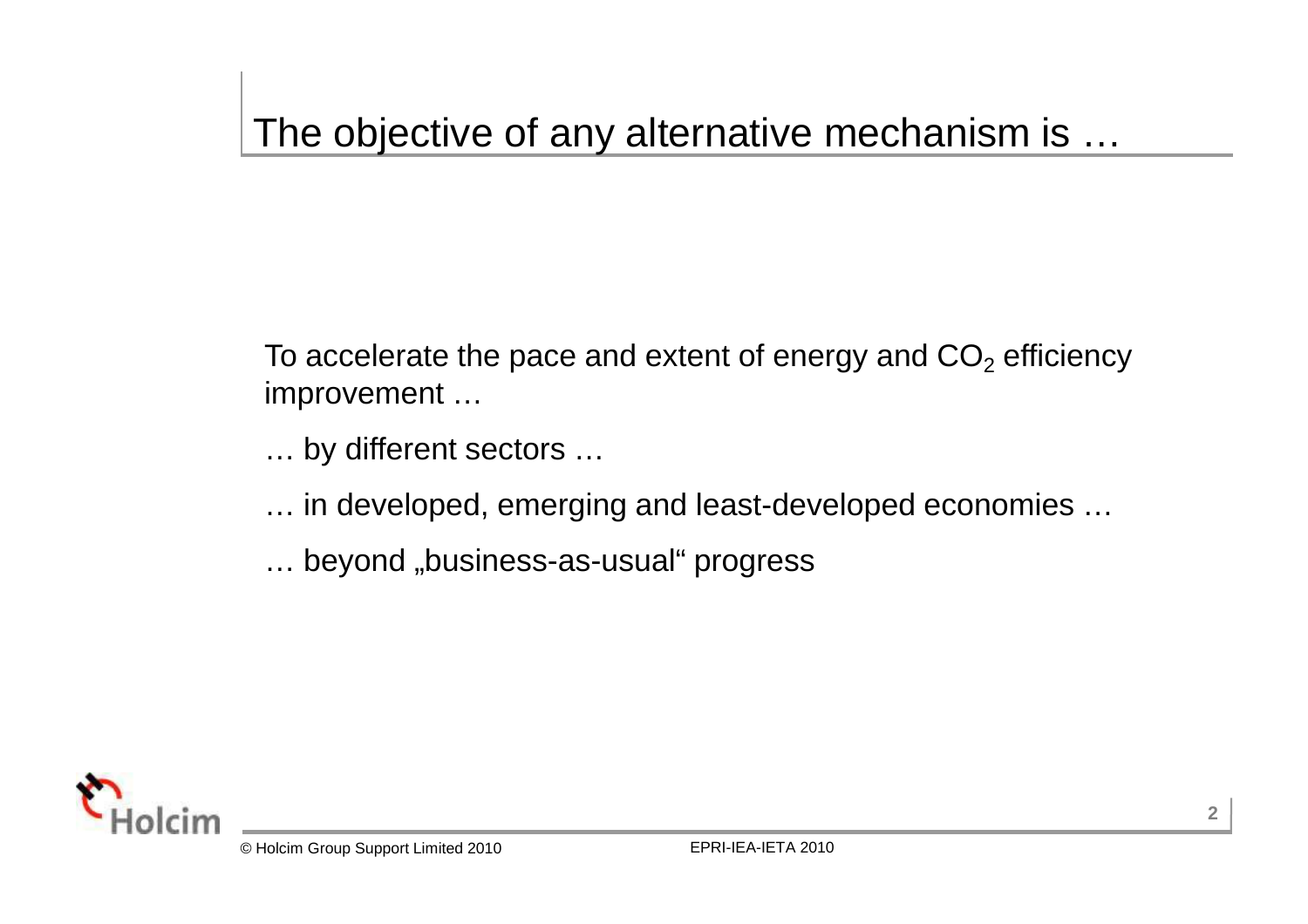# The objective of any alternative mechanism is …

To accelerate the pace and extent of energy and $CO_2$ efficiency improvement …

… by different sectors …

… in developed, emerging and least-developed economies …

… beyond „business-as-usual“ progress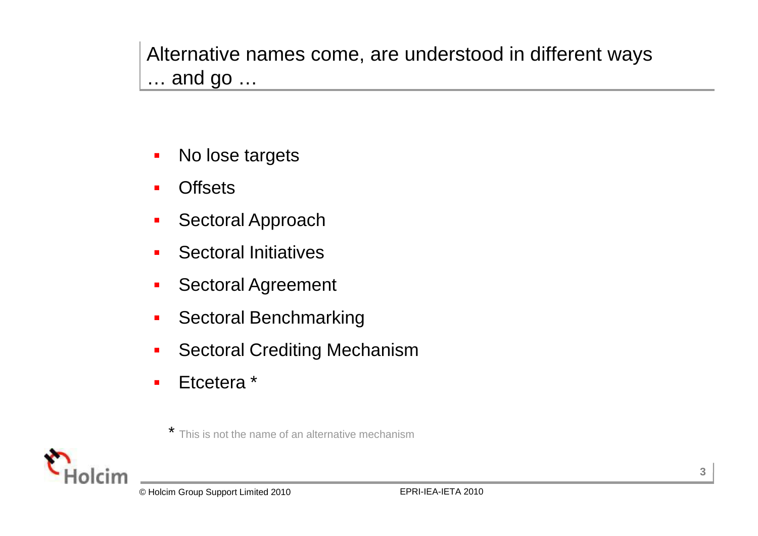# Alternative names come, are understood in different ways … and go …

- No lose targets
- Offsets
- Sectoral Approach
- Sectoral Initiatives
- Sectoral Agreement
- Sectoral Benchmarking
- Sectoral Crediting Mechanism
- Etcetera *

\* This is not the name of an alternative mechanism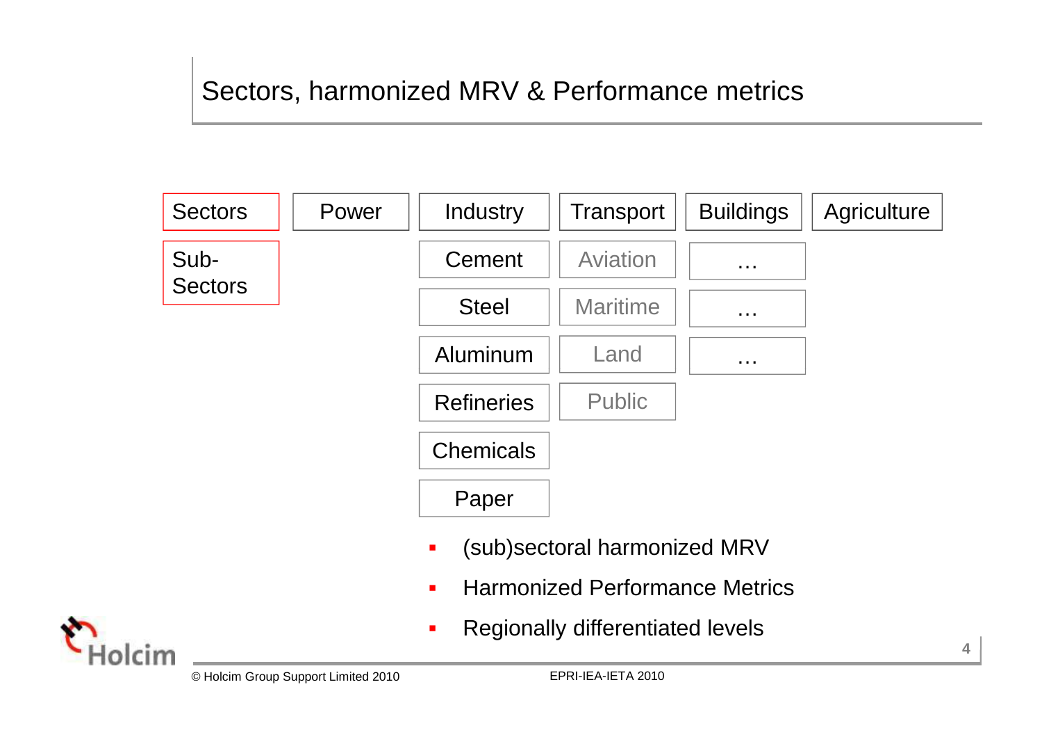# Sectors, harmonized MRV & Performance metrics

| Sectors | Power | Industry | Transport | Buildings | Agriculture |
|---|---|---|---|---|---|
| Sub-Sectors | | Cement | Aviation | … | |
| | | Steel | Maritime | … | |
| | | Aluminum | Land | … | |
| | | Refineries | Public | | |
| | | Chemicals | | | |
| | | Paper | | | |

- (sub)sectoral harmonized MRV
- Harmonized Performance Metrics
- Regionally differentiated levels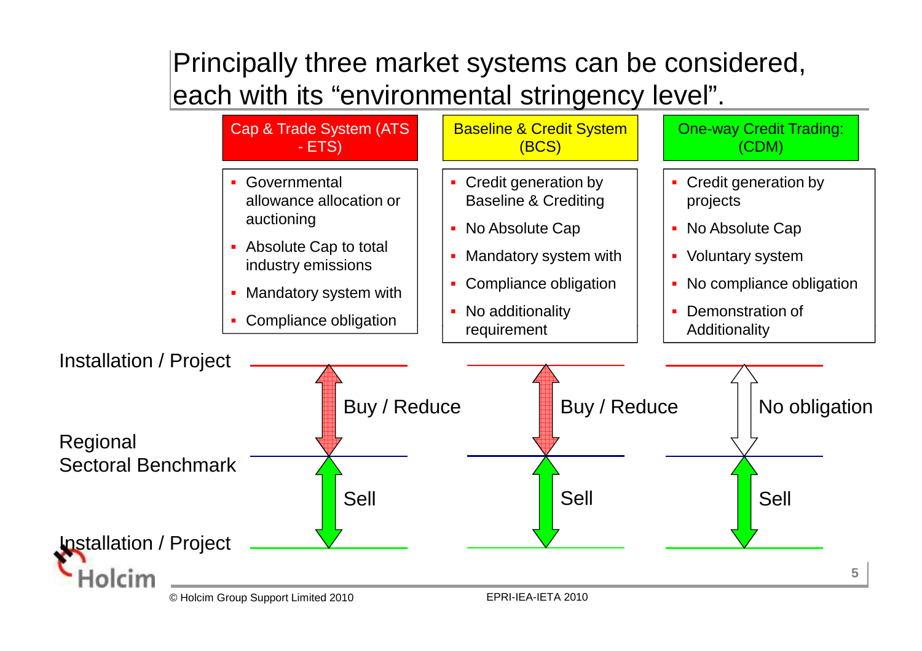# Principally three market systems can be considered, each with its "environmental stringency level".

| Cap & Trade System (ATS - ETS) | Baseline & Credit System (BCS) | One-way Credit Trading: (CDM) |
|---|---|---|
| ▪ Governmental allowance allocation or auctioning<br>▪ Absolute Cap to total industry emissions<br>▪ Mandatory system with<br>▪ Compliance obligation | ▪ Credit generation by Baseline & Crediting<br>▪ No Absolute Cap<br>▪ Mandatory system with<br>▪ Compliance obligation<br>▪ No additionality requirement | ▪ Credit generation by projects<br>▪ No Absolute Cap<br>▪ Voluntary system<br>▪ No compliance obligation<br>▪ Demonstration of Additionality |

| | Cap & Trade System (ATS - ETS) | Baseline & Credit System (BCS) | One-way Credit Trading: (CDM) |
|---|---|---|---|
| Installation / Project (above Regional Sectoral Benchmark) | Buy / Reduce | Buy / Reduce | No obligation |
| Regional Sectoral Benchmark | | | |
| Installation / Project (below Regional Sectoral Benchmark) | Sell | Sell | Sell |

© Holcim Group Support Limited 2010

EPRI-IEA-IETA 2010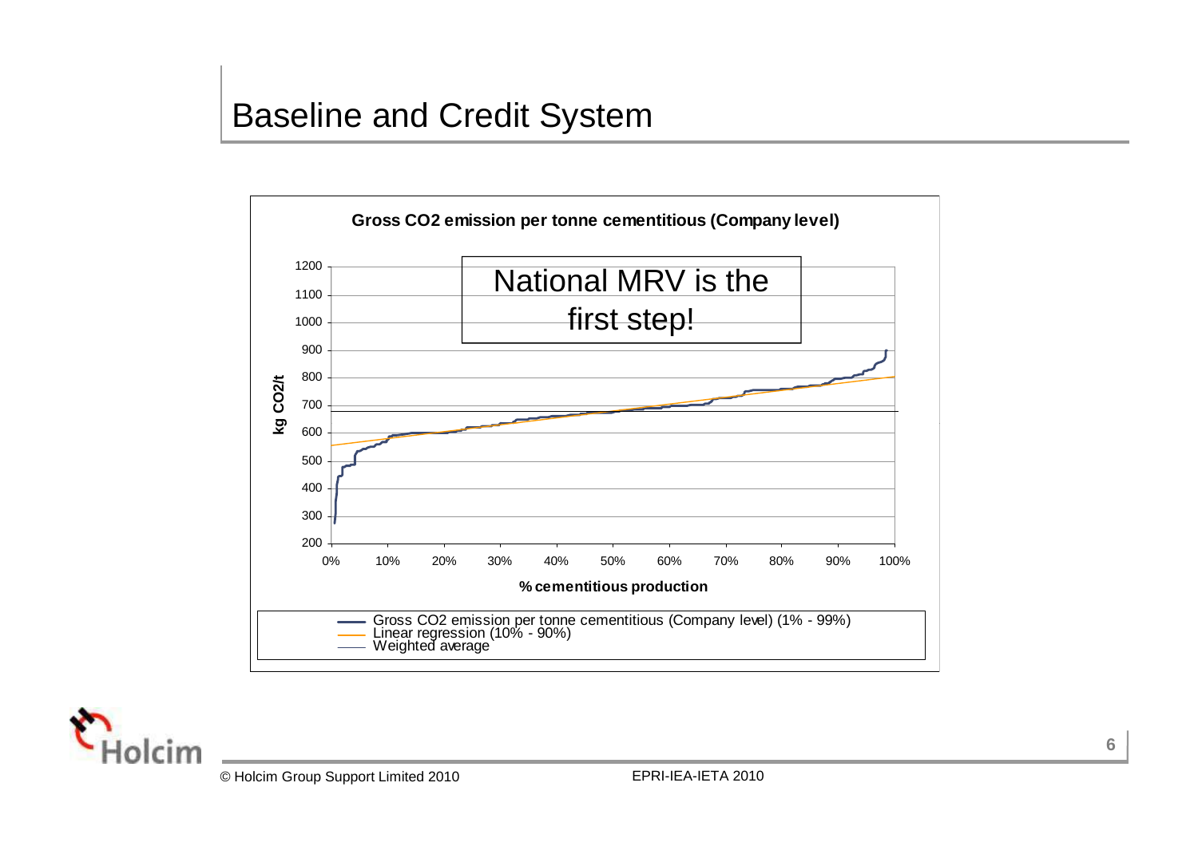# Baseline and Credit System

**Gross CO2 emission per tonne cementitious (Company level)**

National MRV is the first step!

kg CO2/t: 200, 300, 400, 500, 600, 700, 800, 900, 1000, 1100, 1200

% cementitious production: 0%, 10%, 20%, 30%, 40%, 50%, 60%, 70%, 80%, 90%, 100%

- Gross CO2 emission per tonne cementitious (Company level) (1% - 99%)
- Linear regression (10% - 90%)
- Weighted average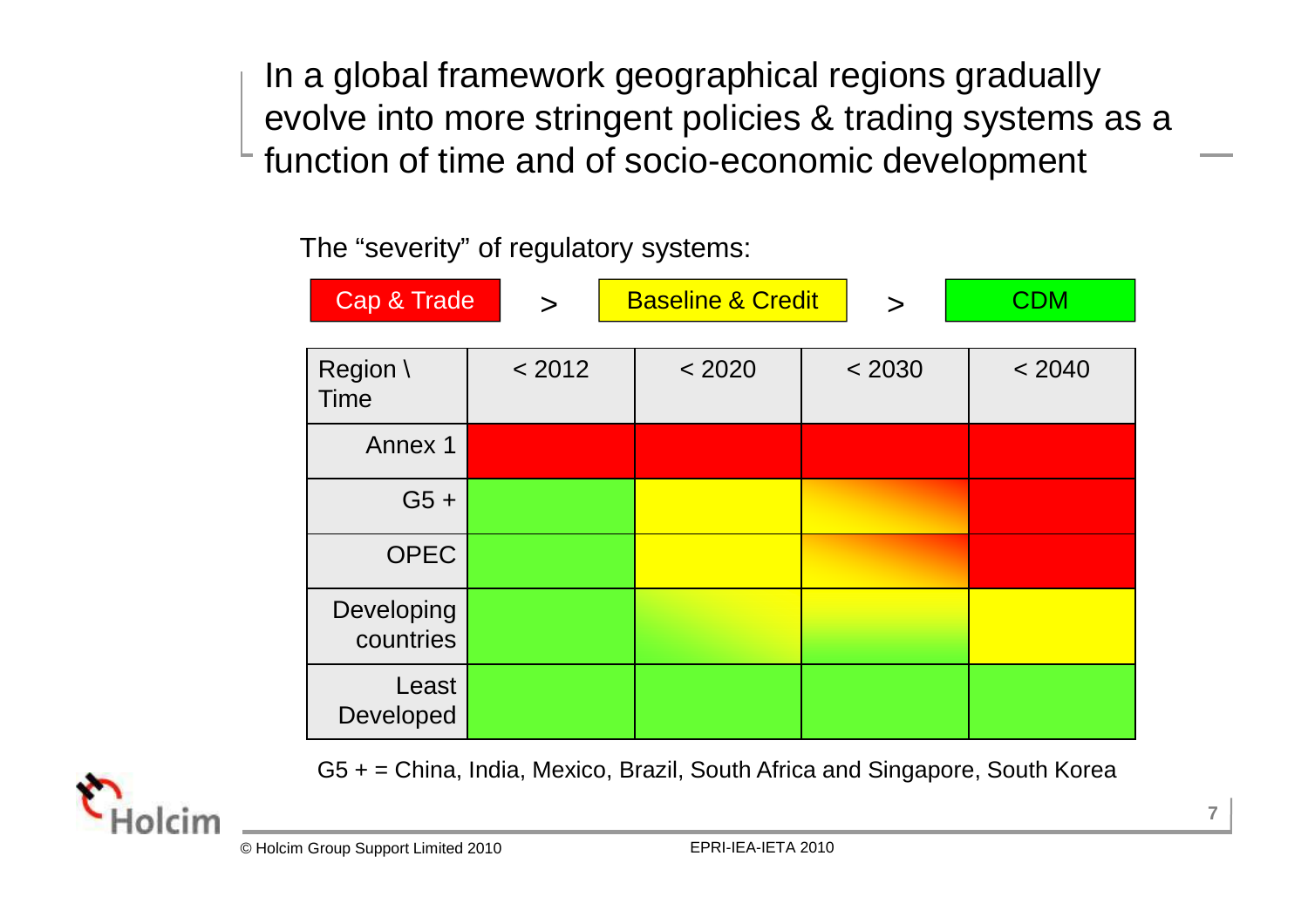# In a global framework geographical regions gradually evolve into more stringent policies & trading systems as a function of time and of socio-economic development

The "severity" of regulatory systems:

Cap & Trade > Baseline & Credit > CDM

| Region \ Time | < 2012 | < 2020 | < 2030 | < 2040 |
|---|---|---|---|---|
| Annex 1 | Cap & Trade | Cap & Trade | Cap & Trade | Cap & Trade |
| G5 + | CDM | Baseline & Credit | Baseline & Credit → Cap & Trade | Cap & Trade |
| OPEC | CDM | Baseline & Credit | Baseline & Credit → Cap & Trade | Cap & Trade |
| Developing countries | CDM | CDM → Baseline & Credit | CDM → Baseline & Credit | Baseline & Credit |
| Least Developed | CDM | CDM | CDM | CDM |

G5 + = China, India, Mexico, Brazil, South Africa and Singapore, South Korea

© Holcim Group Support Limited 2010 EPRI-IEA-IETA 2010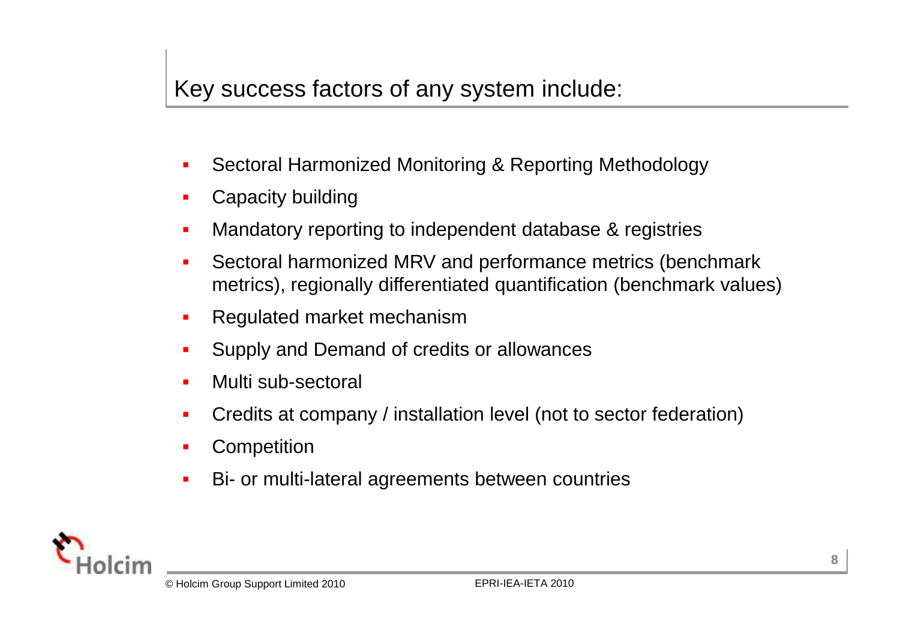## Key success factors of any system include:

- Sectoral Harmonized Monitoring & Reporting Methodology
- Capacity building
- Mandatory reporting to independent database & registries
- Sectoral harmonized MRV and performance metrics (benchmark metrics), regionally differentiated quantification (benchmark values)
- Regulated market mechanism
- Supply and Demand of credits or allowances
- Multi sub-sectoral
- Credits at company / installation level (not to sector federation)
- Competition
- Bi- or multi-lateral agreements between countries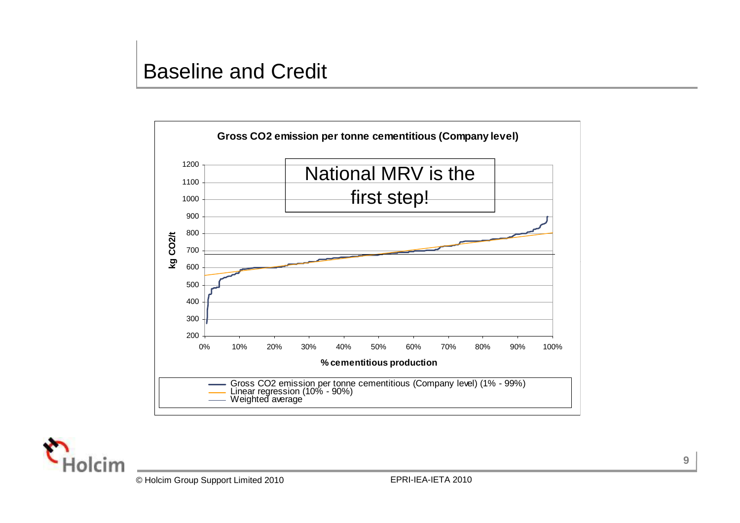# Baseline and Credit

**Gross CO2 emission per tonne cementitious (Company level)**

National MRV is the first step!

kg CO2/t

% cementitious production

- Gross CO2 emission per tonne cementitious (Company level) (1% - 99%)
- Linear regression (10% - 90%)
- Weighted average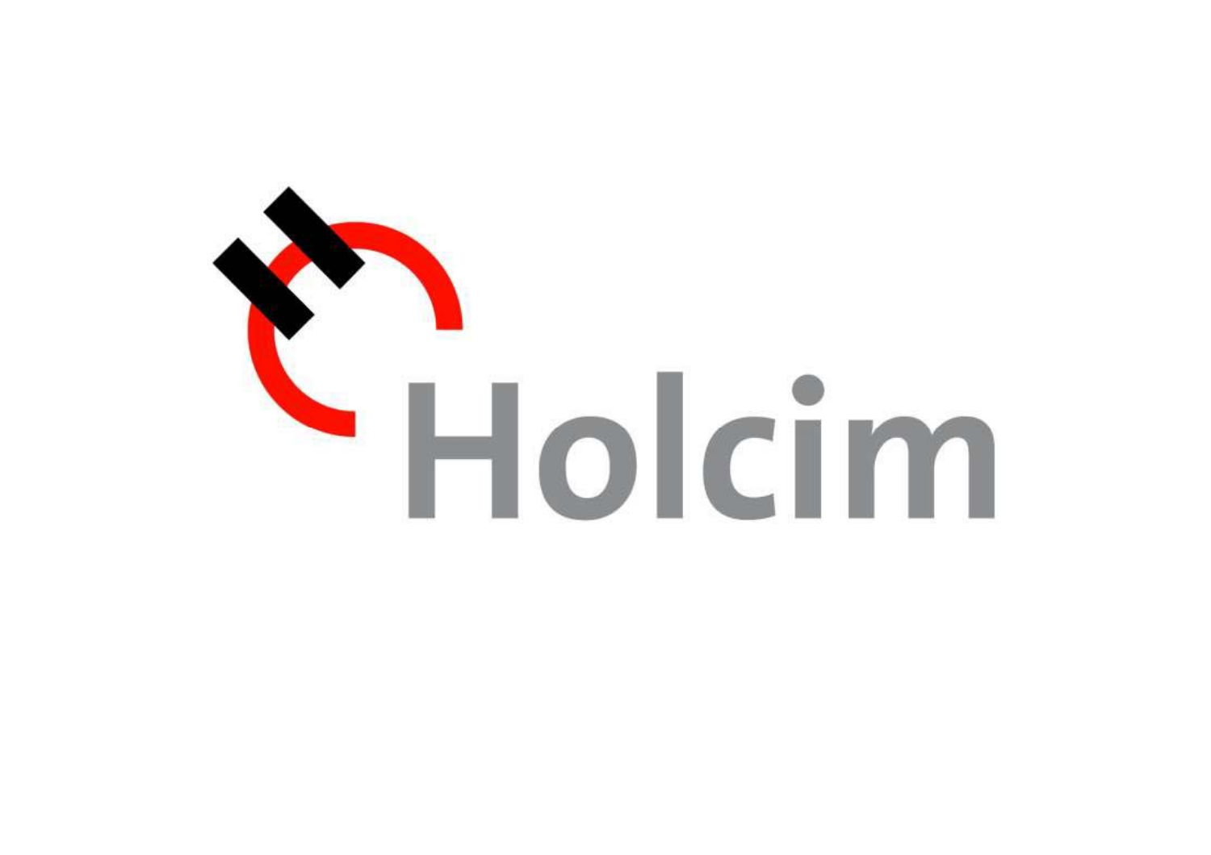Holcim